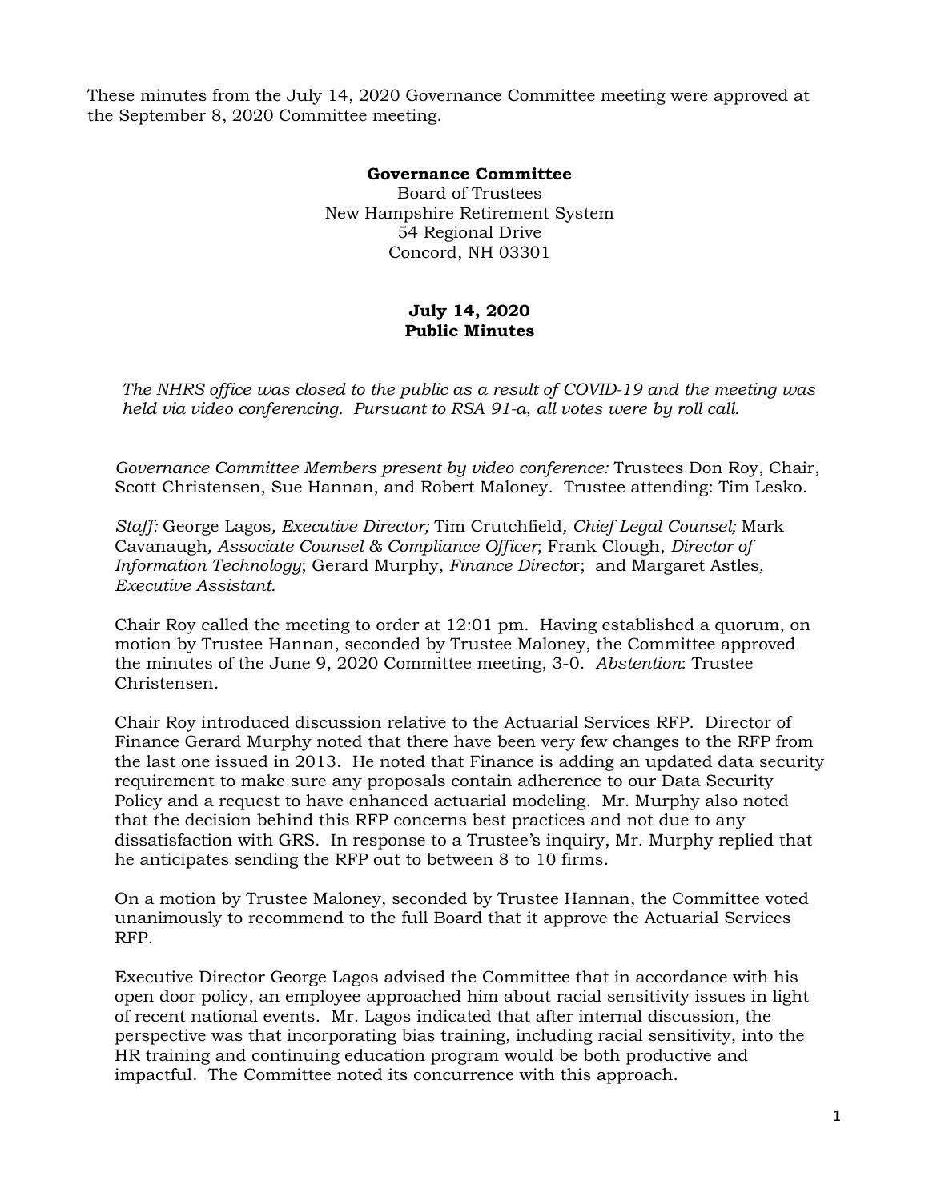These minutes from the July 14, 2020 Governance Committee meeting were approved at the September 8, 2020 Committee meeting.

**Governance Committee**
Board of Trustees
New Hampshire Retirement System
54 Regional Drive
Concord, NH 03301

**July 14, 2020**
**Public Minutes**

*The NHRS office was closed to the public as a result of COVID-19 and the meeting was held via video conferencing. Pursuant to RSA 91-a, all votes were by roll call.*

*Governance Committee Members present by video conference:* Trustees Don Roy, Chair, Scott Christensen, Sue Hannan, and Robert Maloney. Trustee attending: Tim Lesko.

*Staff:* George Lagos*, Executive Director;* Tim Crutchfield*, Chief Legal Counsel;* Mark Cavanaugh*, Associate Counsel & Compliance Officer*; Frank Clough, *Director of Information Technology*; Gerard Murphy, *Finance Directo*r; and Margaret Astles*, Executive Assistant.*

Chair Roy called the meeting to order at 12:01 pm. Having established a quorum, on motion by Trustee Hannan, seconded by Trustee Maloney, the Committee approved the minutes of the June 9, 2020 Committee meeting, 3-0. *Abstention*: Trustee Christensen.

Chair Roy introduced discussion relative to the Actuarial Services RFP. Director of Finance Gerard Murphy noted that there have been very few changes to the RFP from the last one issued in 2013. He noted that Finance is adding an updated data security requirement to make sure any proposals contain adherence to our Data Security Policy and a request to have enhanced actuarial modeling. Mr. Murphy also noted that the decision behind this RFP concerns best practices and not due to any dissatisfaction with GRS. In response to a Trustee's inquiry, Mr. Murphy replied that he anticipates sending the RFP out to between 8 to 10 firms.

On a motion by Trustee Maloney, seconded by Trustee Hannan, the Committee voted unanimously to recommend to the full Board that it approve the Actuarial Services RFP.

Executive Director George Lagos advised the Committee that in accordance with his open door policy, an employee approached him about racial sensitivity issues in light of recent national events. Mr. Lagos indicated that after internal discussion, the perspective was that incorporating bias training, including racial sensitivity, into the HR training and continuing education program would be both productive and impactful. The Committee noted its concurrence with this approach.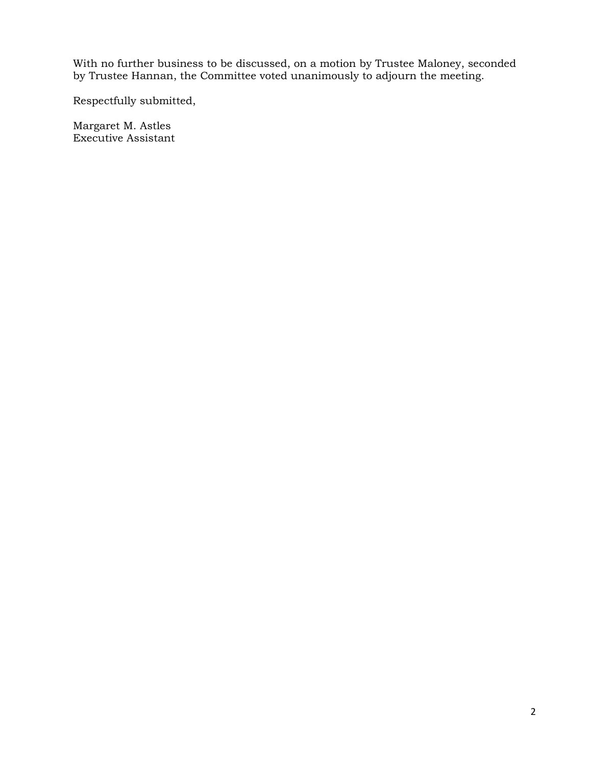With no further business to be discussed, on a motion by Trustee Maloney, seconded by Trustee Hannan, the Committee voted unanimously to adjourn the meeting.

Respectfully submitted,

Margaret M. Astles
Executive Assistant